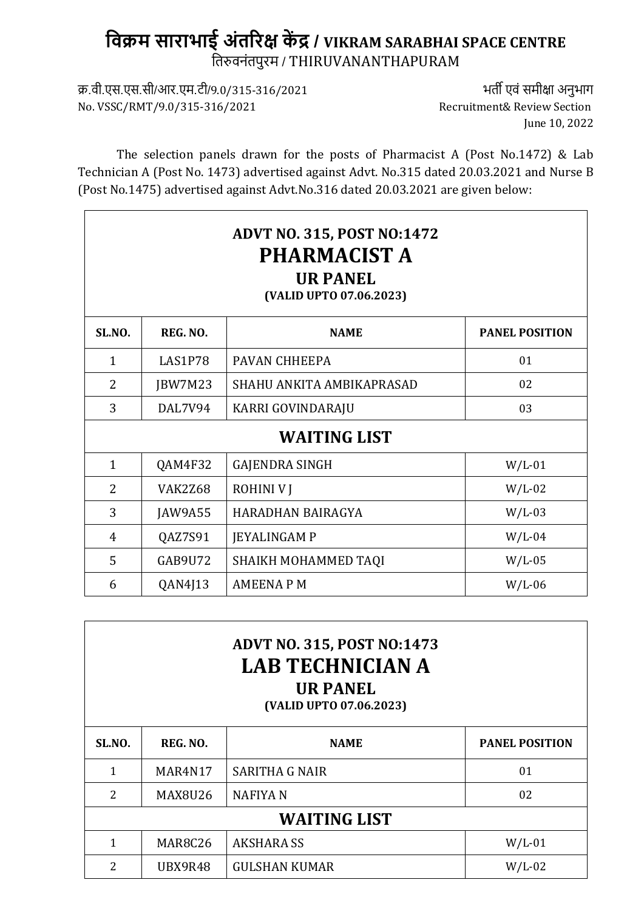# विक्रम साराभाई अंतरिक्ष केंद्र / VIKRAM SARABHAI SPACE CENTRE

तिरुवनंतपुरम / THIRUVANANTHAPURAM

क्र.वी.एस.एस.सी/आर.एम.टी/9.0/315-316/2021
No. VSSC/RMT/9.0/315-316/2021

भर्ती एवं समीक्षा अनुभाग
Recruitment& Review Section
June 10, 2022

The selection panels drawn for the posts of Pharmacist A (Post No.1472) & Lab Technician A (Post No. 1473) advertised against Advt. No.315 dated 20.03.2021 and Nurse B (Post No.1475) advertised against Advt.No.316 dated 20.03.2021 are given below:

## ADVT NO. 315, POST NO:1472
## PHARMACIST A
### UR PANEL
**(VALID UPTO 07.06.2023)**

| SL.NO. | REG. NO. | NAME | PANEL POSITION |
|---|---|---|---|
| 1 | LAS1P78 | PAVAN CHHEEPA | 01 |
| 2 | JBW7M23 | SHAHU ANKITA AMBIKAPRASAD | 02 |
| 3 | DAL7V94 | KARRI GOVINDARAJU | 03 |
| **WAITING LIST** | | | |
| 1 | QAM4F32 | GAJENDRA SINGH | W/L-01 |
| 2 | VAK2Z68 | ROHINI V J | W/L-02 |
| 3 | JAW9A55 | HARADHAN BAIRAGYA | W/L-03 |
| 4 | QAZ7S91 | JEYALINGAM P | W/L-04 |
| 5 | GAB9U72 | SHAIKH MOHAMMED TAQI | W/L-05 |
| 6 | QAN4J13 | AMEENA P M | W/L-06 |

## ADVT NO. 315, POST NO:1473
## LAB TECHNICIAN A
### UR PANEL
**(VALID UPTO 07.06.2023)**

| SL.NO. | REG. NO. | NAME | PANEL POSITION |
|---|---|---|---|
| 1 | MAR4N17 | SARITHA G NAIR | 01 |
| 2 | MAX8U26 | NAFIYA N | 02 |
| **WAITING LIST** | | | |
| 1 | MAR8C26 | AKSHARA SS | W/L-01 |
| 2 | UBX9R48 | GULSHAN KUMAR | W/L-02 |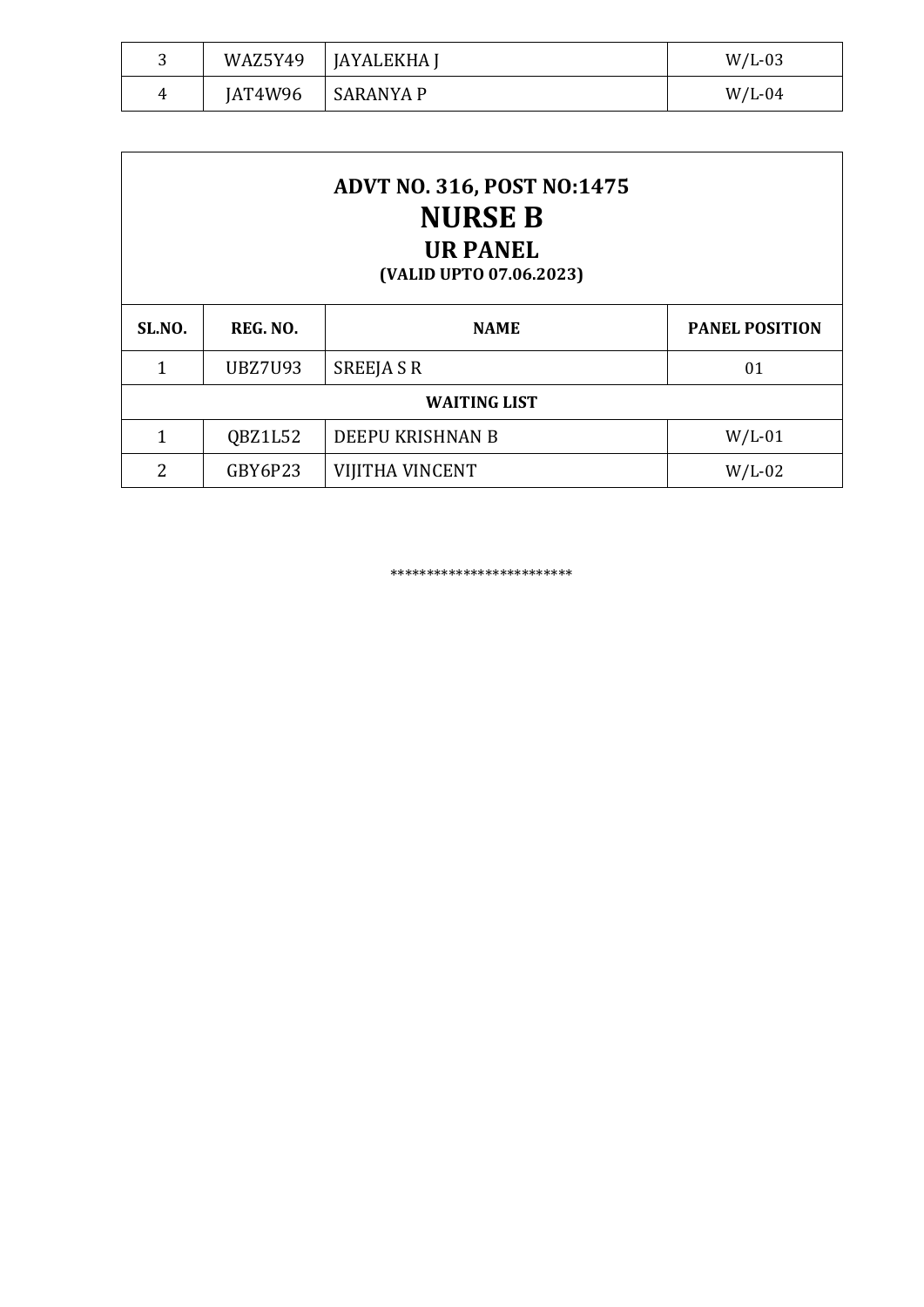| | | | |
|---|---|---|---|
| 3 | WAZ5Y49 | JAYALEKHA J | W/L-03 |
| 4 | JAT4W96 | SARANYA P | W/L-04 |

## ADVT NO. 316, POST NO:1475

# NURSE B

## UR PANEL

**(VALID UPTO 07.06.2023)**

| SL.NO. | REG. NO. | NAME | PANEL POSITION |
|---|---|---|---|
| 1 | UBZ7U93 | SREEJA S R | 01 |
| **WAITING LIST** | | | |
| 1 | QBZ1L52 | DEEPU KRISHNAN B | W/L-01 |
| 2 | GBY6P23 | VIJITHA VINCENT | W/L-02 |

*************************